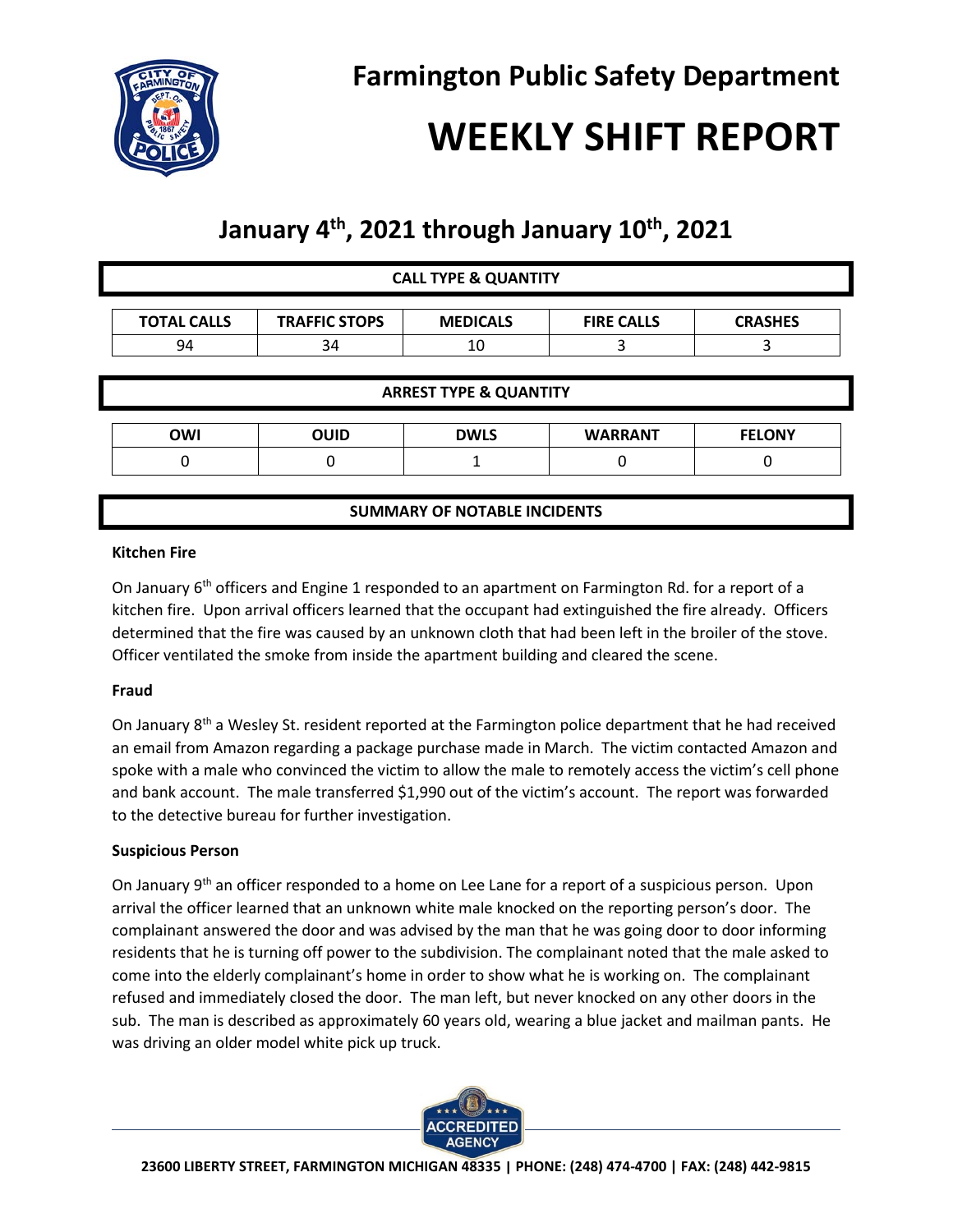# Farmington Public Safety Department

# WEEKLY SHIFT REPORT

## January 4th, 2021 through January 10th, 2021

**CALL TYPE & QUANTITY**

| TOTAL CALLS | TRAFFIC STOPS | MEDICALS | FIRE CALLS | CRASHES |
|---|---|---|---|---|
| 94 | 34 | 10 | 3 | 3 |

**ARREST TYPE & QUANTITY**

| OWI | OUID | DWLS | WARRANT | FELONY |
|---|---|---|---|---|
| 0 | 0 | 1 | 0 | 0 |

**SUMMARY OF NOTABLE INCIDENTS**

**Kitchen Fire**

On January 6th officers and Engine 1 responded to an apartment on Farmington Rd. for a report of a kitchen fire. Upon arrival officers learned that the occupant had extinguished the fire already. Officers determined that the fire was caused by an unknown cloth that had been left in the broiler of the stove. Officer ventilated the smoke from inside the apartment building and cleared the scene.

**Fraud**

On January 8th a Wesley St. resident reported at the Farmington police department that he had received an email from Amazon regarding a package purchase made in March. The victim contacted Amazon and spoke with a male who convinced the victim to allow the male to remotely access the victim's cell phone and bank account. The male transferred $1,990 out of the victim's account. The report was forwarded to the detective bureau for further investigation.

**Suspicious Person**

On January 9th an officer responded to a home on Lee Lane for a report of a suspicious person. Upon arrival the officer learned that an unknown white male knocked on the reporting person's door. The complainant answered the door and was advised by the man that he was going door to door informing residents that he is turning off power to the subdivision. The complainant noted that the male asked to come into the elderly complainant's home in order to show what he is working on. The complainant refused and immediately closed the door. The man left, but never knocked on any other doors in the sub. The man is described as approximately 60 years old, wearing a blue jacket and mailman pants. He was driving an older model white pick up truck.

23600 LIBERTY STREET, FARMINGTON MICHIGAN 48335 | PHONE: (248) 474-4700 | FAX: (248) 442-9815